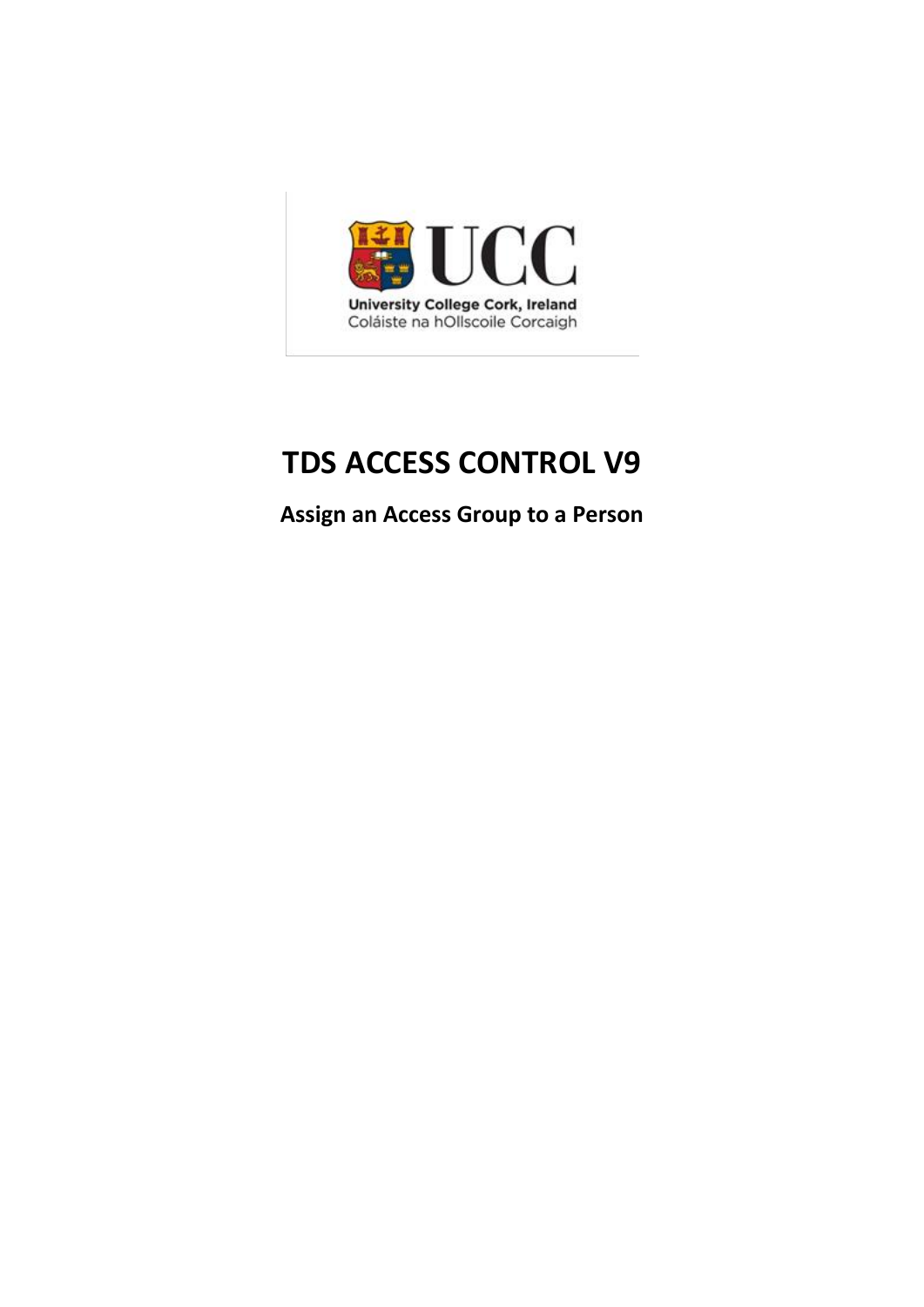UCC

University College Cork, Ireland
Coláiste na hOllscoile Corcaigh

# TDS ACCESS CONTROL V9

## Assign an Access Group to a Person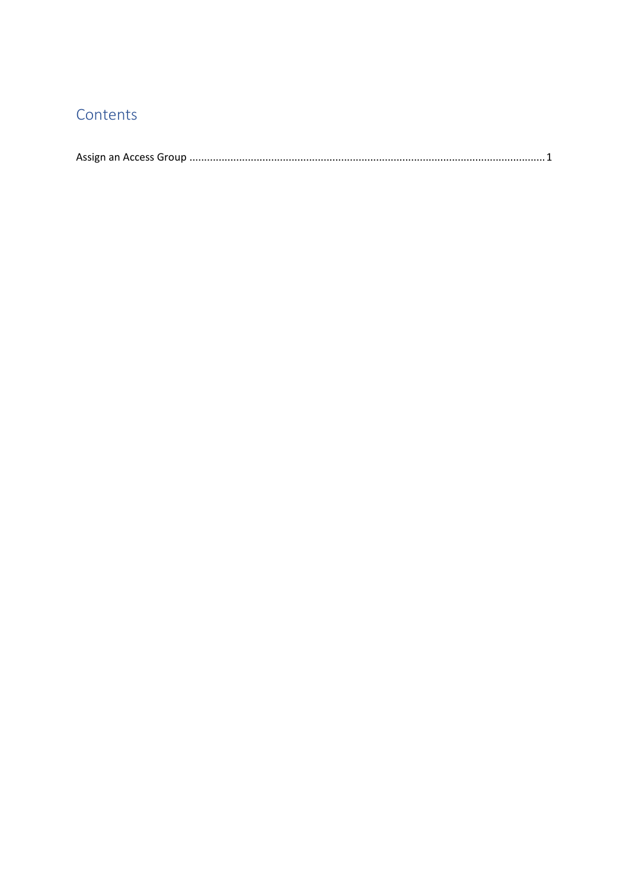# Contents

Assign an Access Group ........................................................................................................................ 1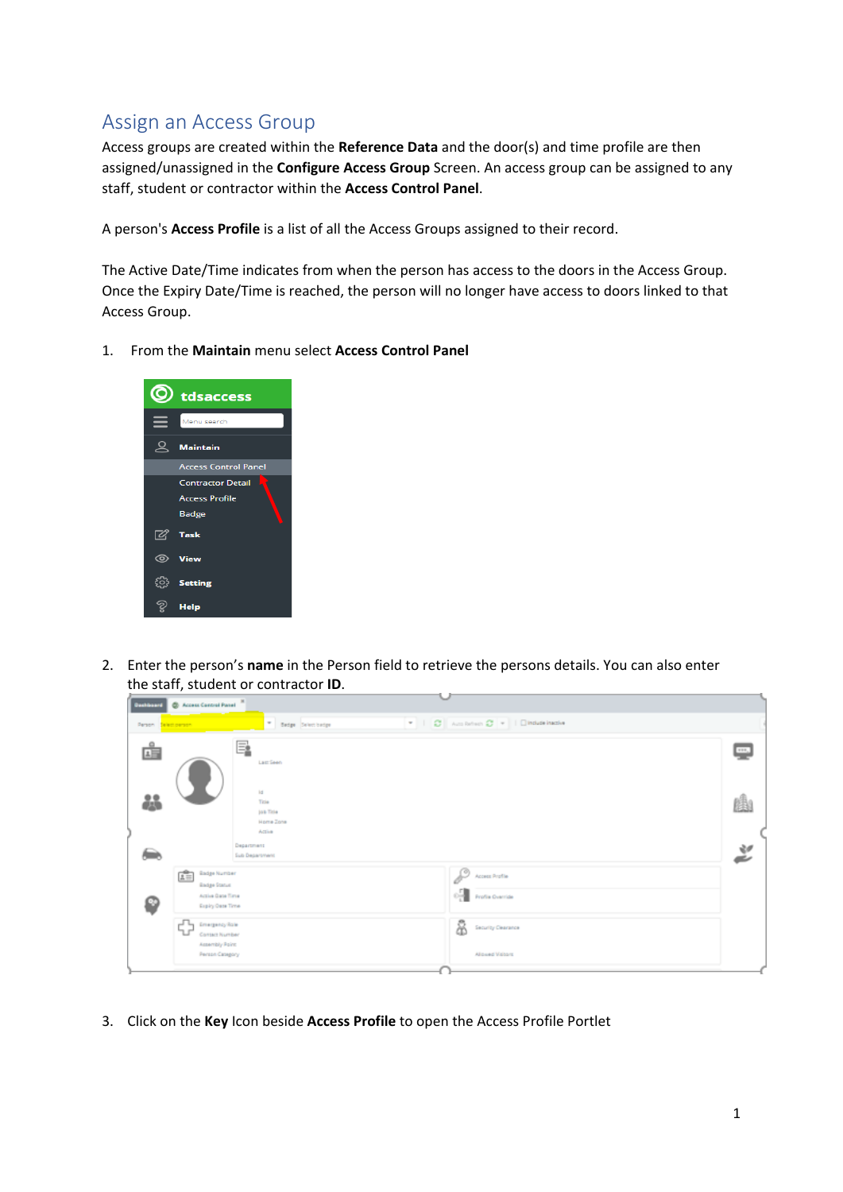## Assign an Access Group

Access groups are created within the **Reference Data** and the door(s) and time profile are then assigned/unassigned in the **Configure Access Group** Screen. An access group can be assigned to any staff, student or contractor within the **Access Control Panel**.

A person's **Access Profile** is a list of all the Access Groups assigned to their record.

The Active Date/Time indicates from when the person has access to the doors in the Access Group. Once the Expiry Date/Time is reached, the person will no longer have access to doors linked to that Access Group.

1. From the **Maintain** menu select **Access Control Panel**

2. Enter the person's **name** in the Person field to retrieve the persons details. You can also enter the staff, student or contractor **ID**.

3. Click on the **Key** Icon beside **Access Profile** to open the Access Profile Portlet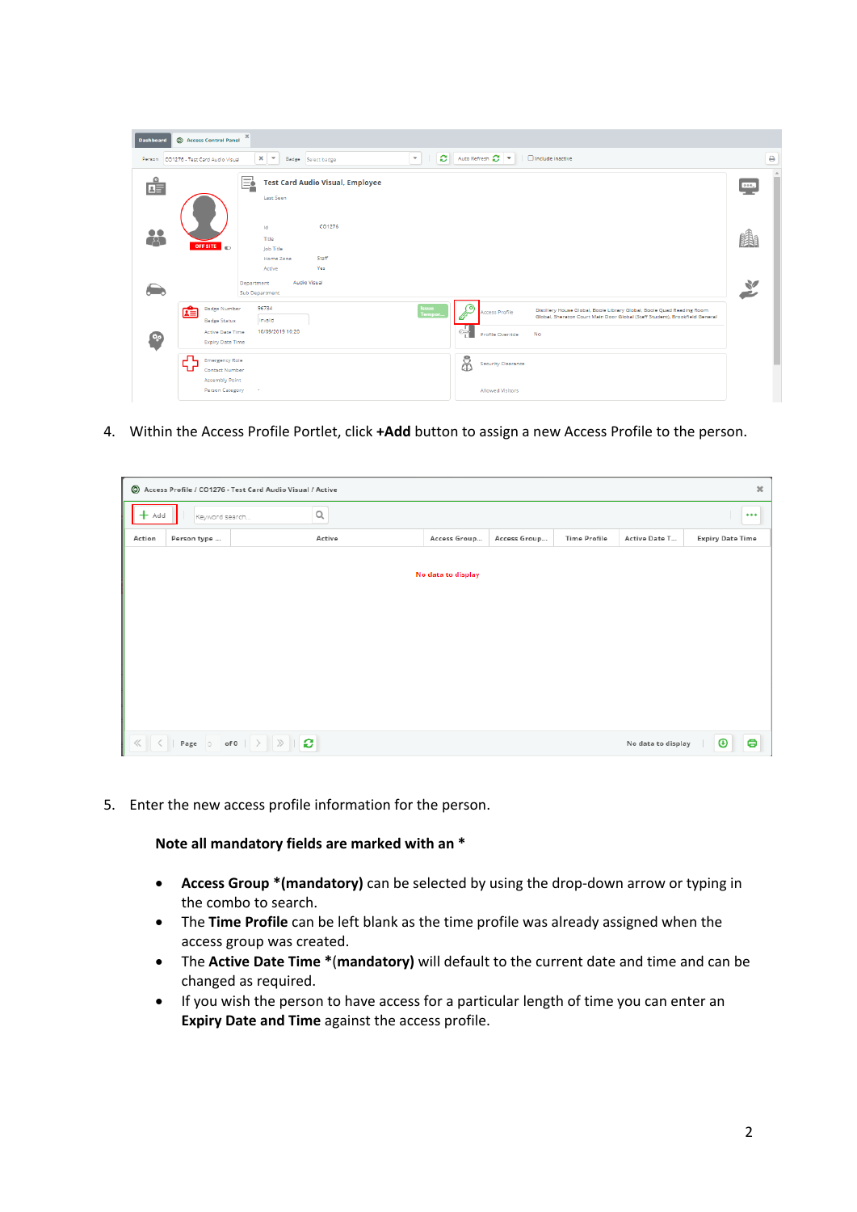4. Within the Access Profile Portlet, click **+Add** button to assign a new Access Profile to the person.

5. Enter the new access profile information for the person.

   **Note all mandatory fields are marked with an ***

   - **Access Group *(mandatory)** can be selected by using the drop-down arrow or typing in the combo to search.
   - The **Time Profile** can be left blank as the time profile was already assigned when the access group was created.
   - The **Active Date Time ***(**mandatory)** will default to the current date and time and can be changed as required.
   - If you wish the person to have access for a particular length of time you can enter an **Expiry Date and Time** against the access profile.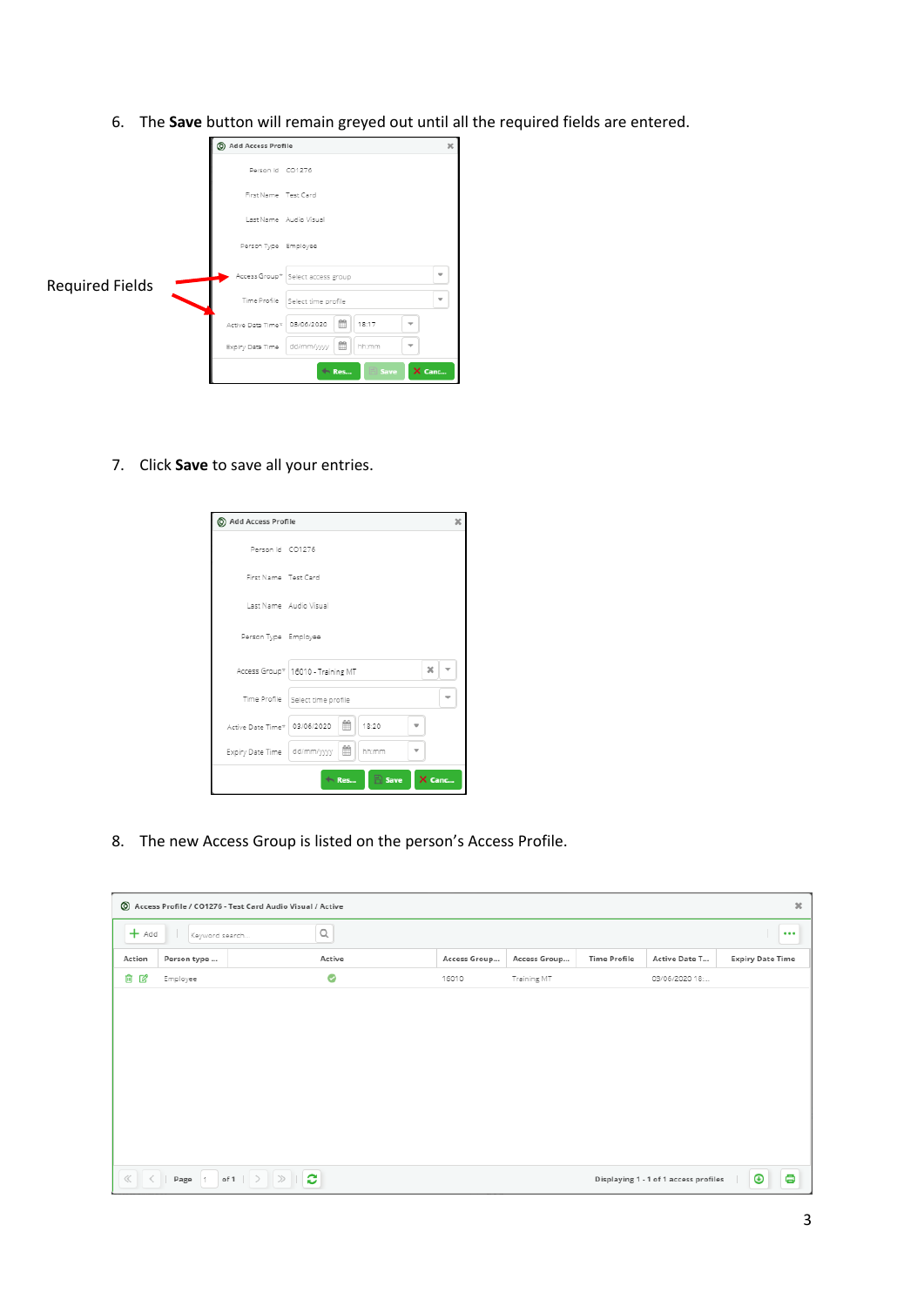6. The **Save** button will remain greyed out until all the required fields are entered.

Required Fields

7. Click **Save** to save all your entries.

8. The new Access Group is listed on the person's Access Profile.